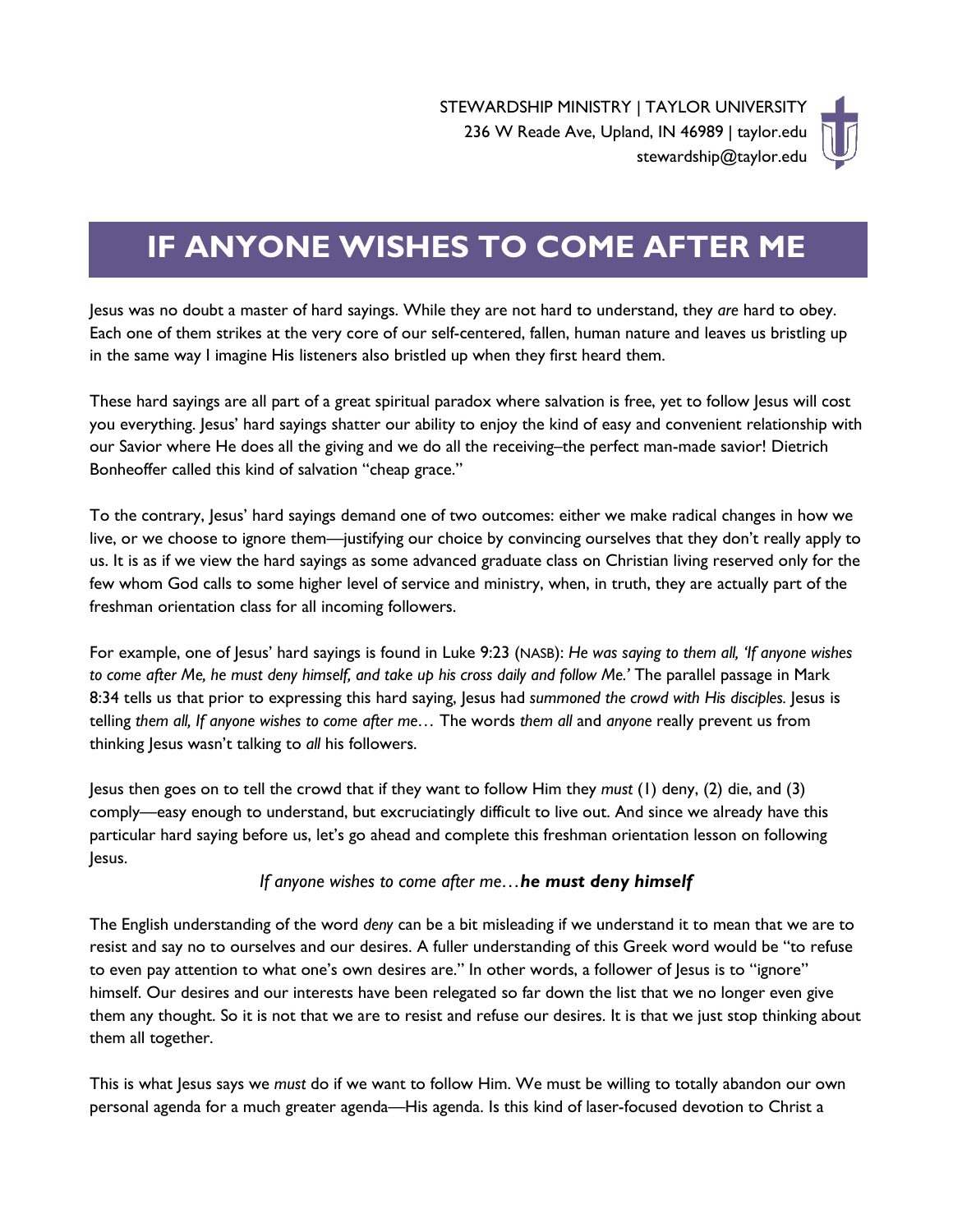STEWARDSHIP MINISTRY | TAYLOR UNIVERSITY
236 W Reade Ave, Upland, IN 46989 | taylor.edu
stewardship@taylor.edu

# IF ANYONE WISHES TO COME AFTER ME

Jesus was no doubt a master of hard sayings. While they are not hard to understand, they *are* hard to obey. Each one of them strikes at the very core of our self-centered, fallen, human nature and leaves us bristling up in the same way I imagine His listeners also bristled up when they first heard them.

These hard sayings are all part of a great spiritual paradox where salvation is free, yet to follow Jesus will cost you everything. Jesus' hard sayings shatter our ability to enjoy the kind of easy and convenient relationship with our Savior where He does all the giving and we do all the receiving–the perfect man-made savior! Dietrich Bonheoffer called this kind of salvation "cheap grace."

To the contrary, Jesus' hard sayings demand one of two outcomes: either we make radical changes in how we live, or we choose to ignore them—justifying our choice by convincing ourselves that they don't really apply to us. It is as if we view the hard sayings as some advanced graduate class on Christian living reserved only for the few whom God calls to some higher level of service and ministry, when, in truth, they are actually part of the freshman orientation class for all incoming followers.

For example, one of Jesus' hard sayings is found in Luke 9:23 (NASB): *He was saying to them all, 'If anyone wishes to come after Me, he must deny himself, and take up his cross daily and follow Me.'* The parallel passage in Mark 8:34 tells us that prior to expressing this hard saying, Jesus had *summoned the crowd with His disciples*. Jesus is telling *them all, If anyone wishes to come after me*… The words *them all* and *anyone* really prevent us from thinking Jesus wasn't talking to *all* his followers.

Jesus then goes on to tell the crowd that if they want to follow Him they *must* (1) deny, (2) die, and (3) comply—easy enough to understand, but excruciatingly difficult to live out. And since we already have this particular hard saying before us, let's go ahead and complete this freshman orientation lesson on following Jesus.

*If anyone wishes to come after me*…***he must deny himself***

The English understanding of the word *deny* can be a bit misleading if we understand it to mean that we are to resist and say no to ourselves and our desires. A fuller understanding of this Greek word would be "to refuse to even pay attention to what one's own desires are." In other words, a follower of Jesus is to "ignore" himself. Our desires and our interests have been relegated so far down the list that we no longer even give them any thought. So it is not that we are to resist and refuse our desires. It is that we just stop thinking about them all together.

This is what Jesus says we *must* do if we want to follow Him. We must be willing to totally abandon our own personal agenda for a much greater agenda—His agenda. Is this kind of laser-focused devotion to Christ a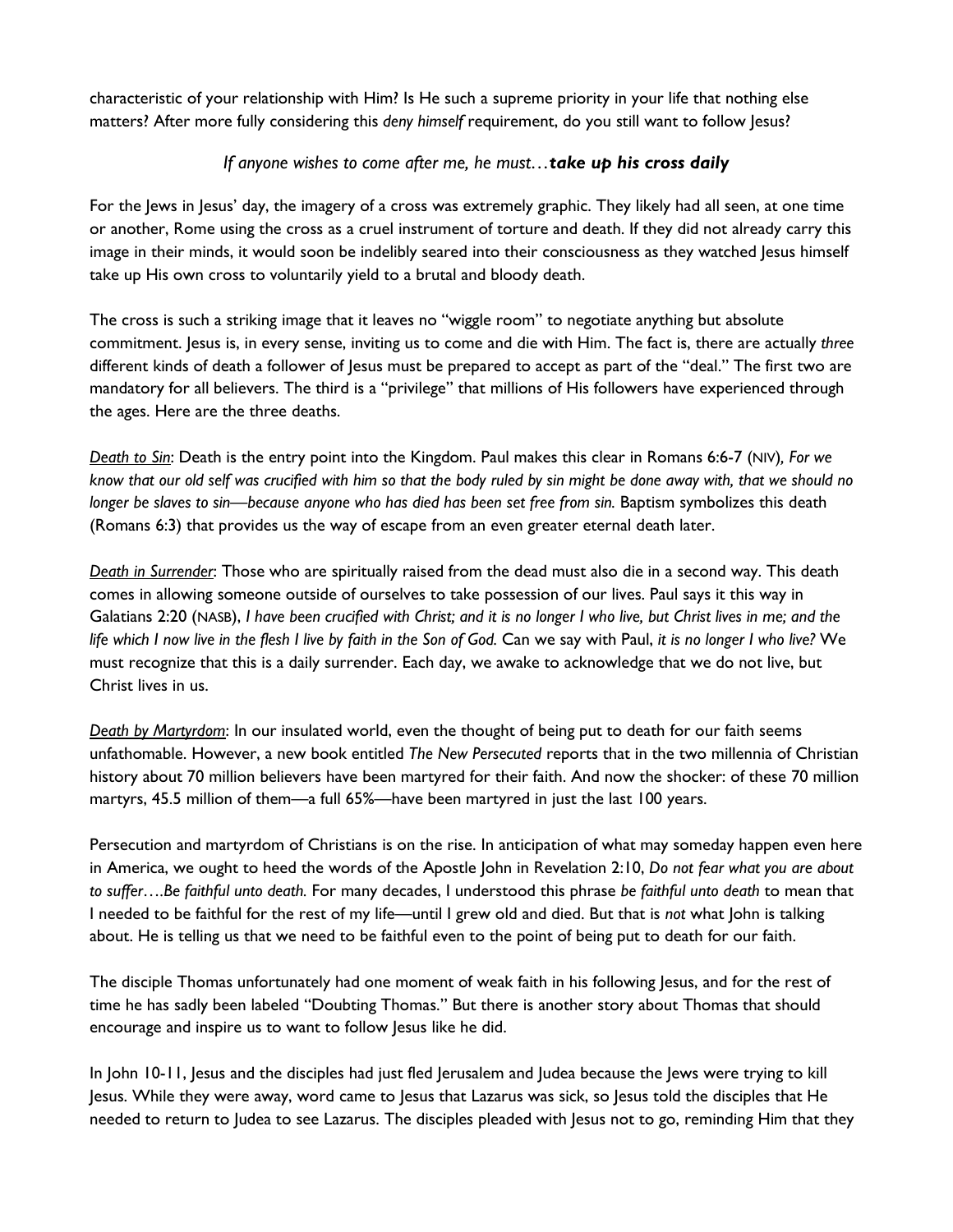characteristic of your relationship with Him? Is He such a supreme priority in your life that nothing else matters? After more fully considering this *deny himself* requirement, do you still want to follow Jesus?

*If anyone wishes to come after me, he must…**take up his cross daily***

For the Jews in Jesus' day, the imagery of a cross was extremely graphic. They likely had all seen, at one time or another, Rome using the cross as a cruel instrument of torture and death. If they did not already carry this image in their minds, it would soon be indelibly seared into their consciousness as they watched Jesus himself take up His own cross to voluntarily yield to a brutal and bloody death.

The cross is such a striking image that it leaves no "wiggle room" to negotiate anything but absolute commitment. Jesus is, in every sense, inviting us to come and die with Him. The fact is, there are actually *three* different kinds of death a follower of Jesus must be prepared to accept as part of the "deal." The first two are mandatory for all believers. The third is a "privilege" that millions of His followers have experienced through the ages. Here are the three deaths.

*<u>Death to Sin</u>*: Death is the entry point into the Kingdom. Paul makes this clear in Romans 6:6-7 (NIV), *For we know that our old self was crucified with him so that the body ruled by sin might be done away with, that we should no longer be slaves to sin—because anyone who has died has been set free from sin.* Baptism symbolizes this death (Romans 6:3) that provides us the way of escape from an even greater eternal death later.

*<u>Death in Surrender</u>*: Those who are spiritually raised from the dead must also die in a second way. This death comes in allowing someone outside of ourselves to take possession of our lives. Paul says it this way in Galatians 2:20 (NASB), *I have been crucified with Christ; and it is no longer I who live, but Christ lives in me; and the life which I now live in the flesh I live by faith in the Son of God.* Can we say with Paul, *it is no longer I who live?* We must recognize that this is a daily surrender. Each day, we awake to acknowledge that we do not live, but Christ lives in us.

*<u>Death by Martyrdom</u>*: In our insulated world, even the thought of being put to death for our faith seems unfathomable. However, a new book entitled *The New Persecuted* reports that in the two millennia of Christian history about 70 million believers have been martyred for their faith. And now the shocker: of these 70 million martyrs, 45.5 million of them—a full 65%—have been martyred in just the last 100 years.

Persecution and martyrdom of Christians is on the rise. In anticipation of what may someday happen even here in America, we ought to heed the words of the Apostle John in Revelation 2:10, *Do not fear what you are about to suffer….Be faithful unto death.* For many decades, I understood this phrase *be faithful unto death* to mean that I needed to be faithful for the rest of my life—until I grew old and died. But that is *not* what John is talking about. He is telling us that we need to be faithful even to the point of being put to death for our faith.

The disciple Thomas unfortunately had one moment of weak faith in his following Jesus, and for the rest of time he has sadly been labeled "Doubting Thomas." But there is another story about Thomas that should encourage and inspire us to want to follow Jesus like he did.

In John 10-11, Jesus and the disciples had just fled Jerusalem and Judea because the Jews were trying to kill Jesus. While they were away, word came to Jesus that Lazarus was sick, so Jesus told the disciples that He needed to return to Judea to see Lazarus. The disciples pleaded with Jesus not to go, reminding Him that they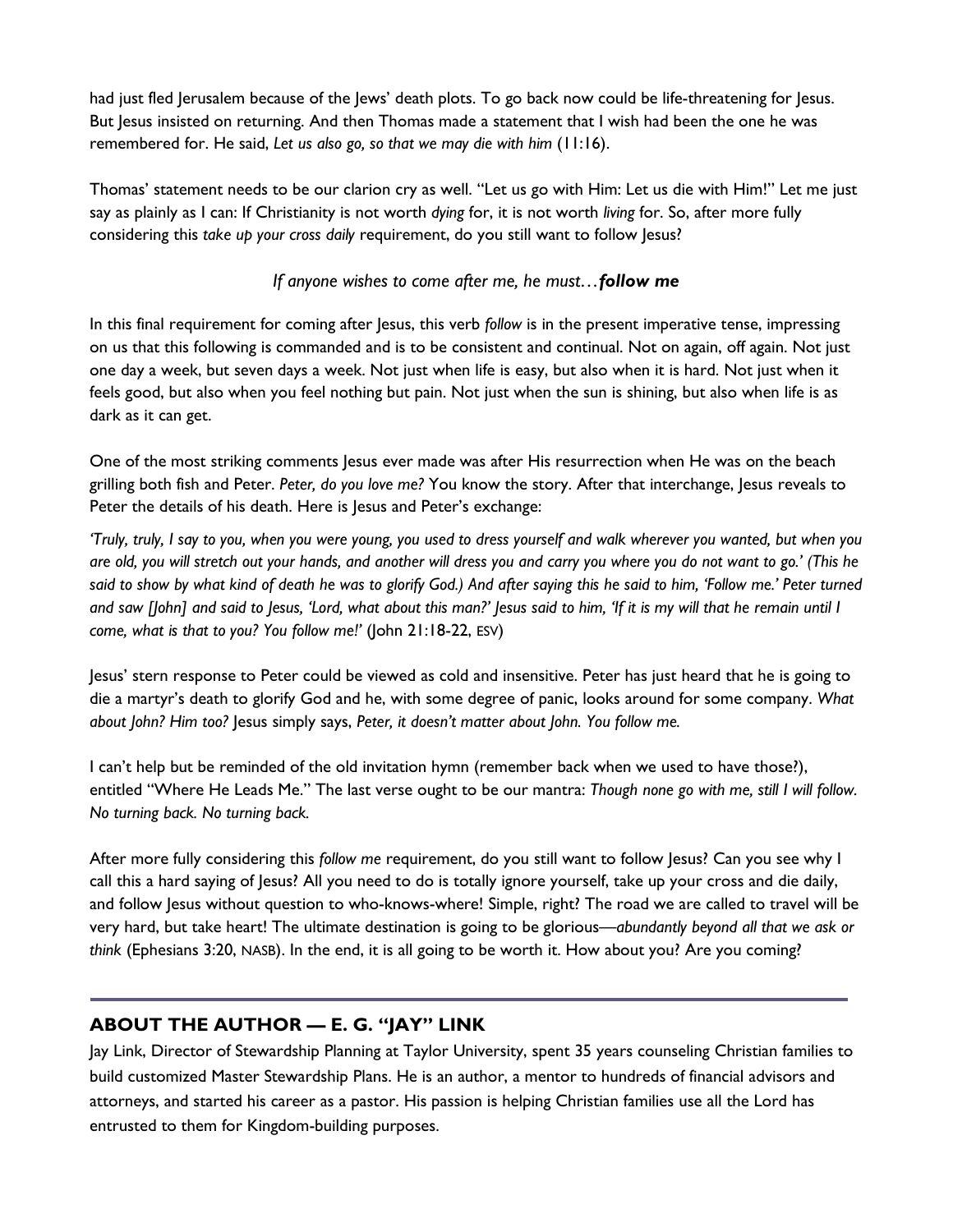had just fled Jerusalem because of the Jews' death plots. To go back now could be life-threatening for Jesus. But Jesus insisted on returning. And then Thomas made a statement that I wish had been the one he was remembered for. He said, *Let us also go, so that we may die with him* (11:16).

Thomas' statement needs to be our clarion cry as well. "Let us go with Him: Let us die with Him!" Let me just say as plainly as I can: If Christianity is not worth *dying* for, it is not worth *living* for. So, after more fully considering this *take up your cross daily* requirement, do you still want to follow Jesus?

*If anyone wishes to come after me, he must…**follow me***

In this final requirement for coming after Jesus, this verb *follow* is in the present imperative tense, impressing on us that this following is commanded and is to be consistent and continual. Not on again, off again. Not just one day a week, but seven days a week. Not just when life is easy, but also when it is hard. Not just when it feels good, but also when you feel nothing but pain. Not just when the sun is shining, but also when life is as dark as it can get.

One of the most striking comments Jesus ever made was after His resurrection when He was on the beach grilling both fish and Peter. *Peter, do you love me?* You know the story. After that interchange, Jesus reveals to Peter the details of his death. Here is Jesus and Peter's exchange:

*'Truly, truly, I say to you, when you were young, you used to dress yourself and walk wherever you wanted, but when you are old, you will stretch out your hands, and another will dress you and carry you where you do not want to go.' (This he said to show by what kind of death he was to glorify God.) And after saying this he said to him, 'Follow me.' Peter turned and saw [John] and said to Jesus, 'Lord, what about this man?' Jesus said to him, 'If it is my will that he remain until I come, what is that to you? You follow me!'* (John 21:18-22, ESV)

Jesus' stern response to Peter could be viewed as cold and insensitive. Peter has just heard that he is going to die a martyr's death to glorify God and he, with some degree of panic, looks around for some company. *What about John? Him too?* Jesus simply says, *Peter, it doesn't matter about John. You follow me.*

I can't help but be reminded of the old invitation hymn (remember back when we used to have those?), entitled "Where He Leads Me." The last verse ought to be our mantra: *Though none go with me, still I will follow. No turning back. No turning back.*

After more fully considering this *follow me* requirement, do you still want to follow Jesus? Can you see why I call this a hard saying of Jesus? All you need to do is totally ignore yourself, take up your cross and die daily, and follow Jesus without question to who-knows-where! Simple, right? The road we are called to travel will be very hard, but take heart! The ultimate destination is going to be glorious—*abundantly beyond all that we ask or think* (Ephesians 3:20, NASB). In the end, it is all going to be worth it. How about you? Are you coming?

---

## ABOUT THE AUTHOR — E. G. "JAY" LINK

Jay Link, Director of Stewardship Planning at Taylor University, spent 35 years counseling Christian families to build customized Master Stewardship Plans. He is an author, a mentor to hundreds of financial advisors and attorneys, and started his career as a pastor. His passion is helping Christian families use all the Lord has entrusted to them for Kingdom-building purposes.